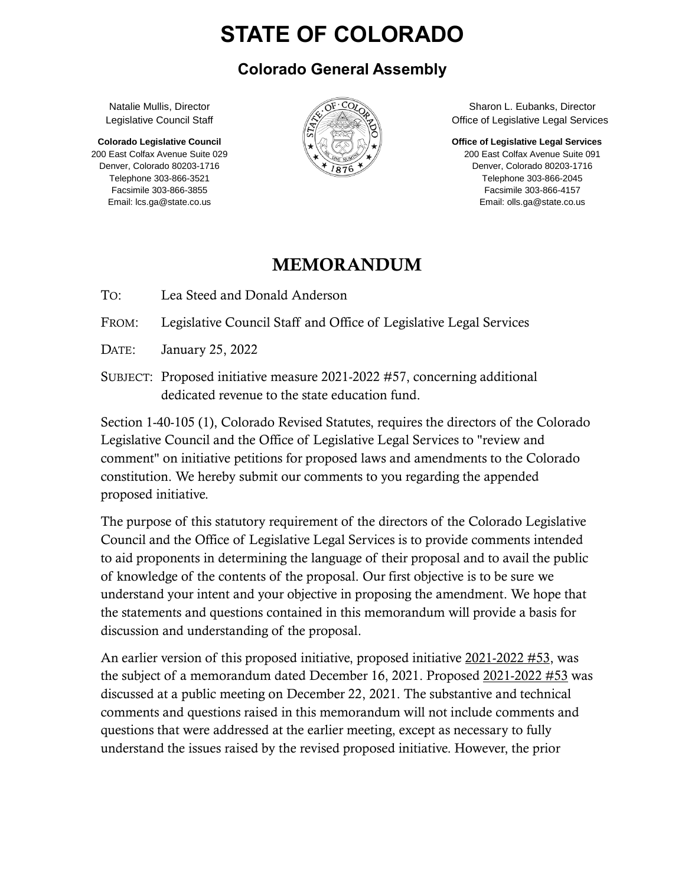# STATE OF COLORADO

## Colorado General Assembly

Natalie Mullis, Director
Legislative Council Staff

**Colorado Legislative Council**
200 East Colfax Avenue Suite 029
Denver, Colorado 80203-1716
Telephone 303-866-3521
Facsimile 303-866-3855
Email: lcs.ga@state.co.us

Sharon L. Eubanks, Director
Office of Legislative Legal Services

**Office of Legislative Legal Services**
200 East Colfax Avenue Suite 091
Denver, Colorado 80203-1716
Telephone 303-866-2045
Facsimile 303-866-4157
Email: olls.ga@state.co.us

## MEMORANDUM

TO: Lea Steed and Donald Anderson

FROM: Legislative Council Staff and Office of Legislative Legal Services

DATE: January 25, 2022

SUBJECT: Proposed initiative measure 2021-2022 #57, concerning additional dedicated revenue to the state education fund.

Section 1-40-105 (1), Colorado Revised Statutes, requires the directors of the Colorado Legislative Council and the Office of Legislative Legal Services to "review and comment" on initiative petitions for proposed laws and amendments to the Colorado constitution. We hereby submit our comments to you regarding the appended proposed initiative.

The purpose of this statutory requirement of the directors of the Colorado Legislative Council and the Office of Legislative Legal Services is to provide comments intended to aid proponents in determining the language of their proposal and to avail the public of knowledge of the contents of the proposal. Our first objective is to be sure we understand your intent and your objective in proposing the amendment. We hope that the statements and questions contained in this memorandum will provide a basis for discussion and understanding of the proposal.

An earlier version of this proposed initiative, proposed initiative 2021-2022 #53, was the subject of a memorandum dated December 16, 2021. Proposed 2021-2022 #53 was discussed at a public meeting on December 22, 2021. The substantive and technical comments and questions raised in this memorandum will not include comments and questions that were addressed at the earlier meeting, except as necessary to fully understand the issues raised by the revised proposed initiative. However, the prior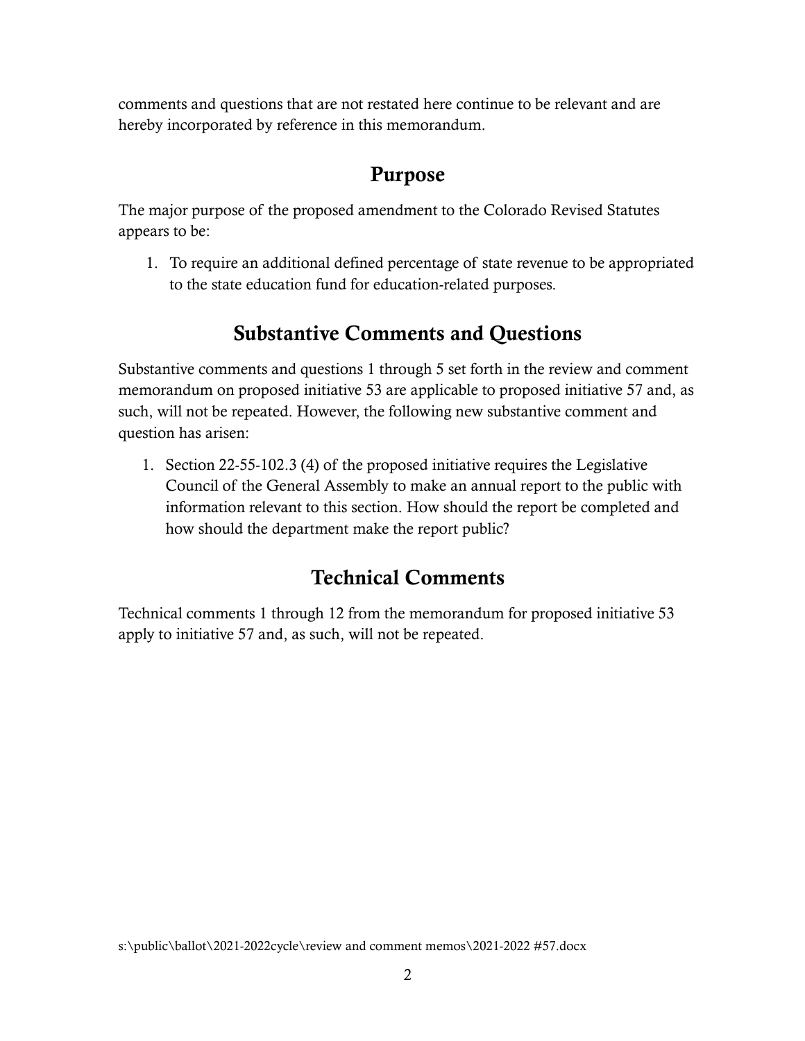comments and questions that are not restated here continue to be relevant and are hereby incorporated by reference in this memorandum.

## Purpose

The major purpose of the proposed amendment to the Colorado Revised Statutes appears to be:

1. To require an additional defined percentage of state revenue to be appropriated to the state education fund for education-related purposes.

## Substantive Comments and Questions

Substantive comments and questions 1 through 5 set forth in the review and comment memorandum on proposed initiative 53 are applicable to proposed initiative 57 and, as such, will not be repeated. However, the following new substantive comment and question has arisen:

1. Section 22-55-102.3 (4) of the proposed initiative requires the Legislative Council of the General Assembly to make an annual report to the public with information relevant to this section. How should the report be completed and how should the department make the report public?

## Technical Comments

Technical comments 1 through 12 from the memorandum for proposed initiative 53 apply to initiative 57 and, as such, will not be repeated.

s:\public\ballot\2021-2022cycle\review and comment memos\2021-2022 #57.docx